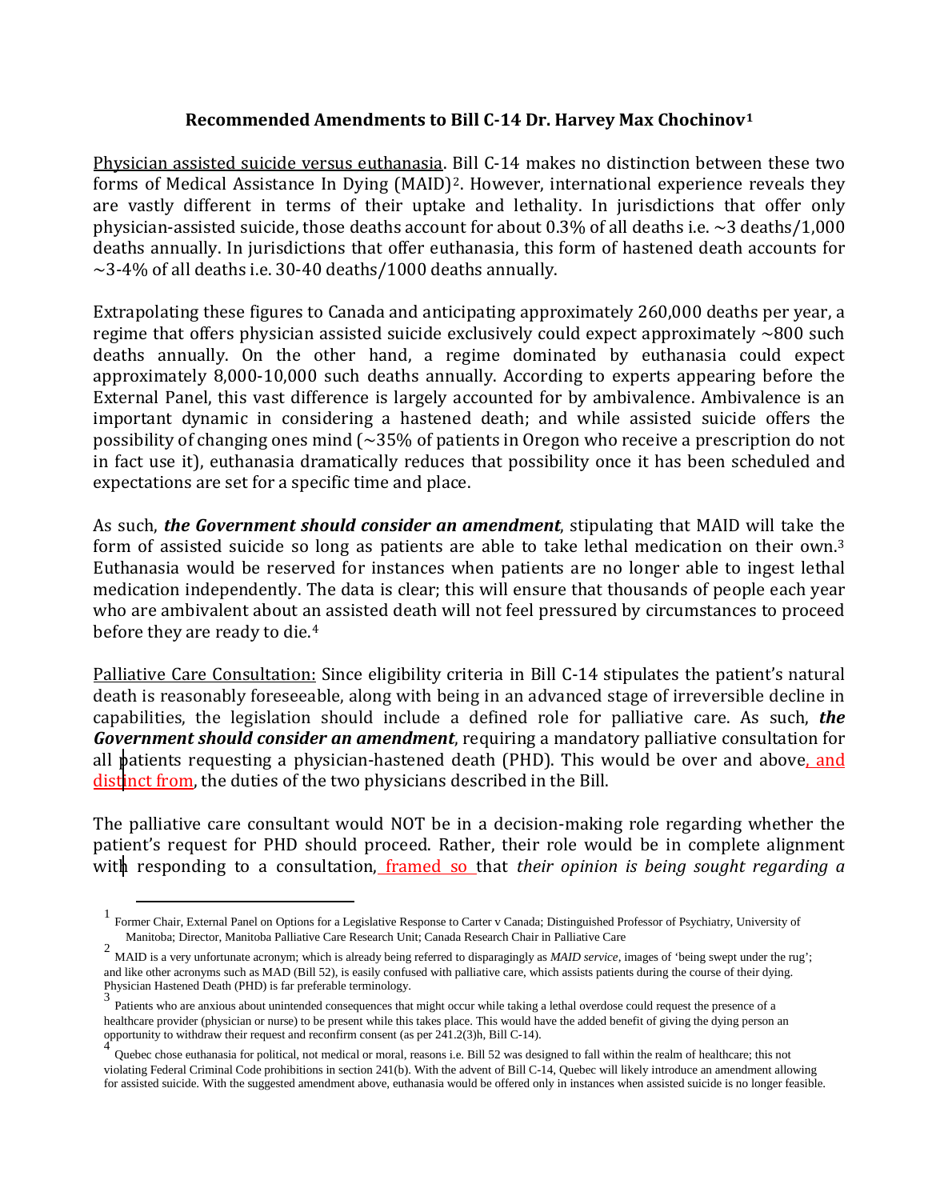**Recommended Amendments to Bill C-14 Dr. Harvey Max Chochinov**[1]

Physician assisted suicide versus euthanasia. Bill C-14 makes no distinction between these two forms of Medical Assistance In Dying (MAID)[2]. However, international experience reveals they are vastly different in terms of their uptake and lethality. In jurisdictions that offer only physician-assisted suicide, those deaths account for about 0.3% of all deaths i.e. ~3 deaths/1,000 deaths annually. In jurisdictions that offer euthanasia, this form of hastened death accounts for ~3-4% of all deaths i.e. 30-40 deaths/1000 deaths annually.

Extrapolating these figures to Canada and anticipating approximately 260,000 deaths per year, a regime that offers physician assisted suicide exclusively could expect approximately ~800 such deaths annually. On the other hand, a regime dominated by euthanasia could expect approximately 8,000-10,000 such deaths annually. According to experts appearing before the External Panel, this vast difference is largely accounted for by ambivalence. Ambivalence is an important dynamic in considering a hastened death; and while assisted suicide offers the possibility of changing ones mind (~35% of patients in Oregon who receive a prescription do not in fact use it), euthanasia dramatically reduces that possibility once it has been scheduled and expectations are set for a specific time and place.

As such, ***the Government should consider an amendment***, stipulating that MAID will take the form of assisted suicide so long as patients are able to take lethal medication on their own.[3] Euthanasia would be reserved for instances when patients are no longer able to ingest lethal medication independently. The data is clear; this will ensure that thousands of people each year who are ambivalent about an assisted death will not feel pressured by circumstances to proceed before they are ready to die.[4]

Palliative Care Consultation: Since eligibility criteria in Bill C-14 stipulates the patient's natural death is reasonably foreseeable, along with being in an advanced stage of irreversible decline in capabilities, the legislation should include a defined role for palliative care. As such, ***the Government should consider an amendment***, requiring a mandatory palliative consultation for all patients requesting a physician-hastened death (PHD). This would be over and above, and distinct from, the duties of the two physicians described in the Bill.

The palliative care consultant would NOT be in a decision-making role regarding whether the patient's request for PHD should proceed. Rather, their role would be in complete alignment with responding to a consultation, framed so that *their opinion is being sought regarding a*

[1] Former Chair, External Panel on Options for a Legislative Response to Carter v Canada; Distinguished Professor of Psychiatry, University of Manitoba; Director, Manitoba Palliative Care Research Unit; Canada Research Chair in Palliative Care

[2] MAID is a very unfortunate acronym; which is already being referred to disparagingly as *MAID service*, images of 'being swept under the rug'; and like other acronyms such as MAD (Bill 52), is easily confused with palliative care, which assists patients during the course of their dying. Physician Hastened Death (PHD) is far preferable terminology.

[3] Patients who are anxious about unintended consequences that might occur while taking a lethal overdose could request the presence of a healthcare provider (physician or nurse) to be present while this takes place. This would have the added benefit of giving the dying person an opportunity to withdraw their request and reconfirm consent (as per 241.2(3)h, Bill C-14).

[4] Quebec chose euthanasia for political, not medical or moral, reasons i.e. Bill 52 was designed to fall within the realm of healthcare; this not violating Federal Criminal Code prohibitions in section 241(b). With the advent of Bill C-14, Quebec will likely introduce an amendment allowing for assisted suicide. With the suggested amendment above, euthanasia would be offered only in instances when assisted suicide is no longer feasible.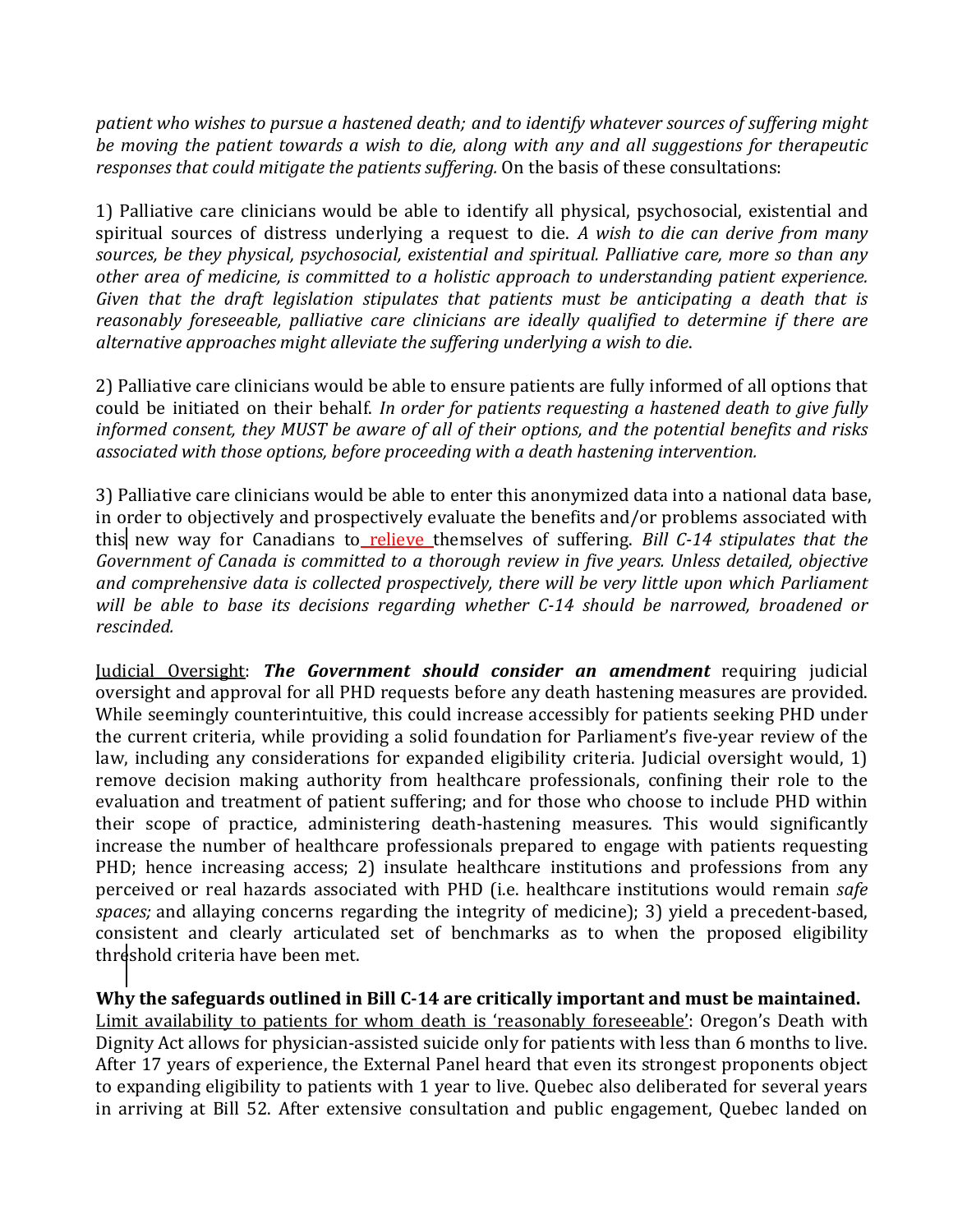*patient who wishes to pursue a hastened death; and to identify whatever sources of suffering might be moving the patient towards a wish to die, along with any and all suggestions for therapeutic responses that could mitigate the patients suffering.* On the basis of these consultations:

1) Palliative care clinicians would be able to identify all physical, psychosocial, existential and spiritual sources of distress underlying a request to die. *A wish to die can derive from many sources, be they physical, psychosocial, existential and spiritual. Palliative care, more so than any other area of medicine, is committed to a holistic approach to understanding patient experience. Given that the draft legislation stipulates that patients must be anticipating a death that is reasonably foreseeable, palliative care clinicians are ideally qualified to determine if there are alternative approaches might alleviate the suffering underlying a wish to die*.

2) Palliative care clinicians would be able to ensure patients are fully informed of all options that could be initiated on their behalf. *In order for patients requesting a hastened death to give fully informed consent, they MUST be aware of all of their options, and the potential benefits and risks associated with those options, before proceeding with a death hastening intervention.*

3) Palliative care clinicians would be able to enter this anonymized data into a national data base, in order to objectively and prospectively evaluate the benefits and/or problems associated with this new way for Canadians to relieve themselves of suffering. *Bill C-14 stipulates that the Government of Canada is committed to a thorough review in five years. Unless detailed, objective and comprehensive data is collected prospectively, there will be very little upon which Parliament will be able to base its decisions regarding whether C-14 should be narrowed, broadened or rescinded.*

Judicial Oversight: ***The Government should consider an amendment*** requiring judicial oversight and approval for all PHD requests before any death hastening measures are provided. While seemingly counterintuitive, this could increase accessibly for patients seeking PHD under the current criteria, while providing a solid foundation for Parliament's five-year review of the law, including any considerations for expanded eligibility criteria. Judicial oversight would, 1) remove decision making authority from healthcare professionals, confining their role to the evaluation and treatment of patient suffering; and for those who choose to include PHD within their scope of practice, administering death-hastening measures. This would significantly increase the number of healthcare professionals prepared to engage with patients requesting PHD; hence increasing access; 2) insulate healthcare institutions and professions from any perceived or real hazards associated with PHD (i.e. healthcare institutions would remain *safe spaces;* and allaying concerns regarding the integrity of medicine); 3) yield a precedent-based, consistent and clearly articulated set of benchmarks as to when the proposed eligibility threshold criteria have been met.

**Why the safeguards outlined in Bill C-14 are critically important and must be maintained.**

Limit availability to patients for whom death is 'reasonably foreseeable': Oregon's Death with Dignity Act allows for physician-assisted suicide only for patients with less than 6 months to live. After 17 years of experience, the External Panel heard that even its strongest proponents object to expanding eligibility to patients with 1 year to live. Quebec also deliberated for several years in arriving at Bill 52. After extensive consultation and public engagement, Quebec landed on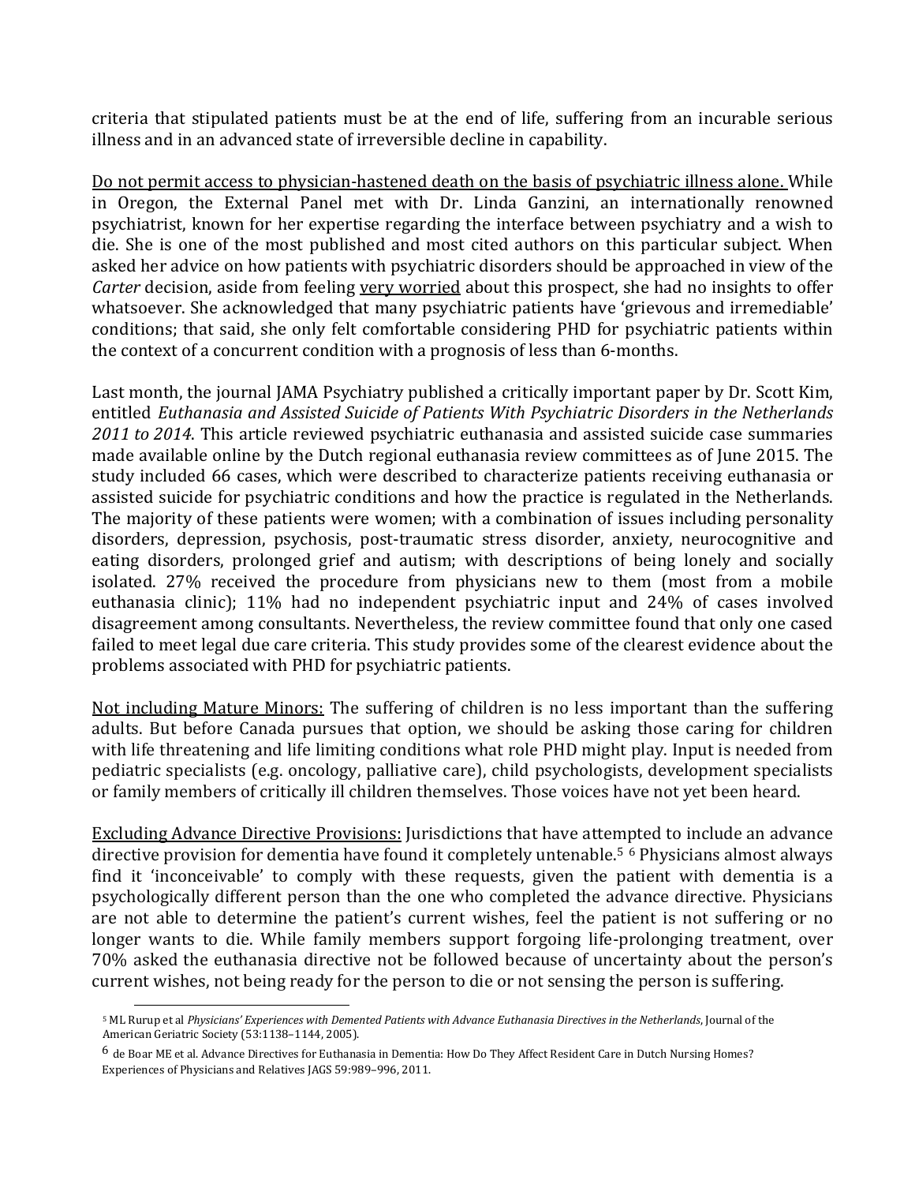criteria that stipulated patients must be at the end of life, suffering from an incurable serious illness and in an advanced state of irreversible decline in capability.

<u>Do not permit access to physician-hastened death on the basis of psychiatric illness alone.</u> While in Oregon, the External Panel met with Dr. Linda Ganzini, an internationally renowned psychiatrist, known for her expertise regarding the interface between psychiatry and a wish to die. She is one of the most published and most cited authors on this particular subject. When asked her advice on how patients with psychiatric disorders should be approached in view of the *Carter* decision, aside from feeling <u>very worried</u> about this prospect, she had no insights to offer whatsoever. She acknowledged that many psychiatric patients have 'grievous and irremediable' conditions; that said, she only felt comfortable considering PHD for psychiatric patients within the context of a concurrent condition with a prognosis of less than 6-months.

Last month, the journal JAMA Psychiatry published a critically important paper by Dr. Scott Kim, entitled *Euthanasia and Assisted Suicide of Patients With Psychiatric Disorders in the Netherlands 2011 to 2014*. This article reviewed psychiatric euthanasia and assisted suicide case summaries made available online by the Dutch regional euthanasia review committees as of June 2015. The study included 66 cases, which were described to characterize patients receiving euthanasia or assisted suicide for psychiatric conditions and how the practice is regulated in the Netherlands. The majority of these patients were women; with a combination of issues including personality disorders, depression, psychosis, post-traumatic stress disorder, anxiety, neurocognitive and eating disorders, prolonged grief and autism; with descriptions of being lonely and socially isolated. 27% received the procedure from physicians new to them (most from a mobile euthanasia clinic); 11% had no independent psychiatric input and 24% of cases involved disagreement among consultants. Nevertheless, the review committee found that only one cased failed to meet legal due care criteria. This study provides some of the clearest evidence about the problems associated with PHD for psychiatric patients.

<u>Not including Mature Minors:</u> The suffering of children is no less important than the suffering adults. But before Canada pursues that option, we should be asking those caring for children with life threatening and life limiting conditions what role PHD might play. Input is needed from pediatric specialists (e.g. oncology, palliative care), child psychologists, development specialists or family members of critically ill children themselves. Those voices have not yet been heard.

<u>Excluding Advance Directive Provisions:</u> Jurisdictions that have attempted to include an advance directive provision for dementia have found it completely untenable.[5] [6] Physicians almost always find it 'inconceivable' to comply with these requests, given the patient with dementia is a psychologically different person than the one who completed the advance directive. Physicians are not able to determine the patient's current wishes, feel the patient is not suffering or no longer wants to die. While family members support forgoing life-prolonging treatment, over 70% asked the euthanasia directive not be followed because of uncertainty about the person's current wishes, not being ready for the person to die or not sensing the person is suffering.

---

[5] ML Rurup et al *Physicians' Experiences with Demented Patients with Advance Euthanasia Directives in the Netherlands*, Journal of the American Geriatric Society (53:1138–1144, 2005).

[6] de Boar ME et al. Advance Directives for Euthanasia in Dementia: How Do They Affect Resident Care in Dutch Nursing Homes? Experiences of Physicians and Relatives JAGS 59:989–996, 2011.